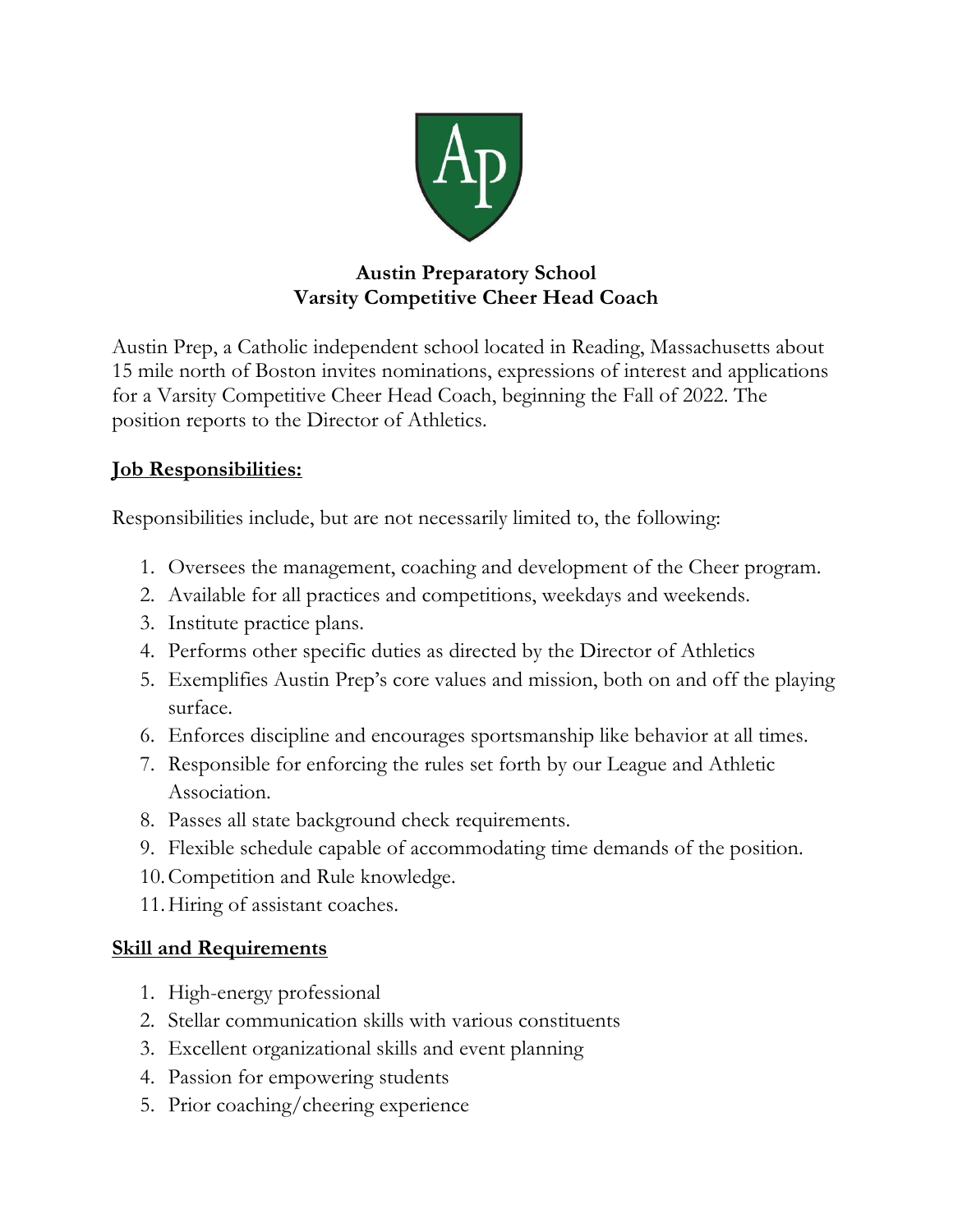**Austin Preparatory School**
**Varsity Competitive Cheer Head Coach**

Austin Prep, a Catholic independent school located in Reading, Massachusetts about 15 mile north of Boston invites nominations, expressions of interest and applications for a Varsity Competitive Cheer Head Coach, beginning the Fall of 2022. The position reports to the Director of Athletics.

## Job Responsibilities:

Responsibilities include, but are not necessarily limited to, the following:

1. Oversees the management, coaching and development of the Cheer program.
2. Available for all practices and competitions, weekdays and weekends.
3. Institute practice plans.
4. Performs other specific duties as directed by the Director of Athletics
5. Exemplifies Austin Prep's core values and mission, both on and off the playing surface.
6. Enforces discipline and encourages sportsmanship like behavior at all times.
7. Responsible for enforcing the rules set forth by our League and Athletic Association.
8. Passes all state background check requirements.
9. Flexible schedule capable of accommodating time demands of the position.
10. Competition and Rule knowledge.
11. Hiring of assistant coaches.

## Skill and Requirements

1. High-energy professional
2. Stellar communication skills with various constituents
3. Excellent organizational skills and event planning
4. Passion for empowering students
5. Prior coaching/cheering experience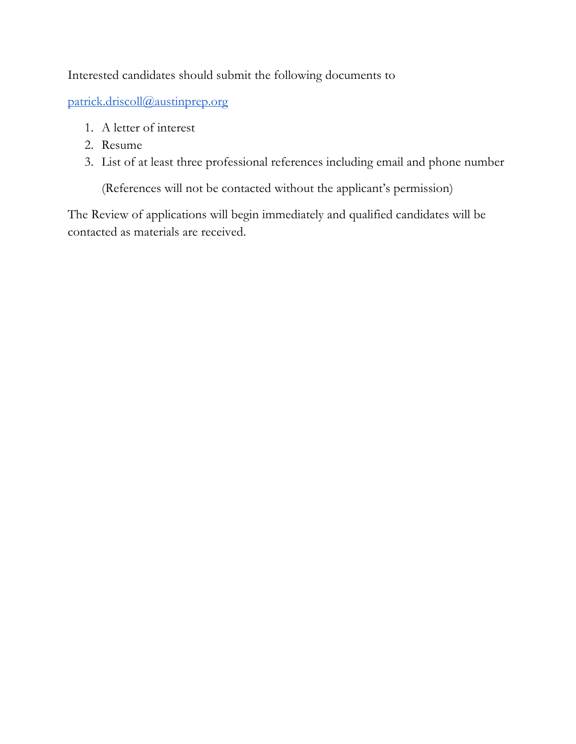Interested candidates should submit the following documents to

patrick.driscoll@austinprep.org

1. A letter of interest
2. Resume
3. List of at least three professional references including email and phone number

   (References will not be contacted without the applicant's permission)

The Review of applications will begin immediately and qualified candidates will be contacted as materials are received.